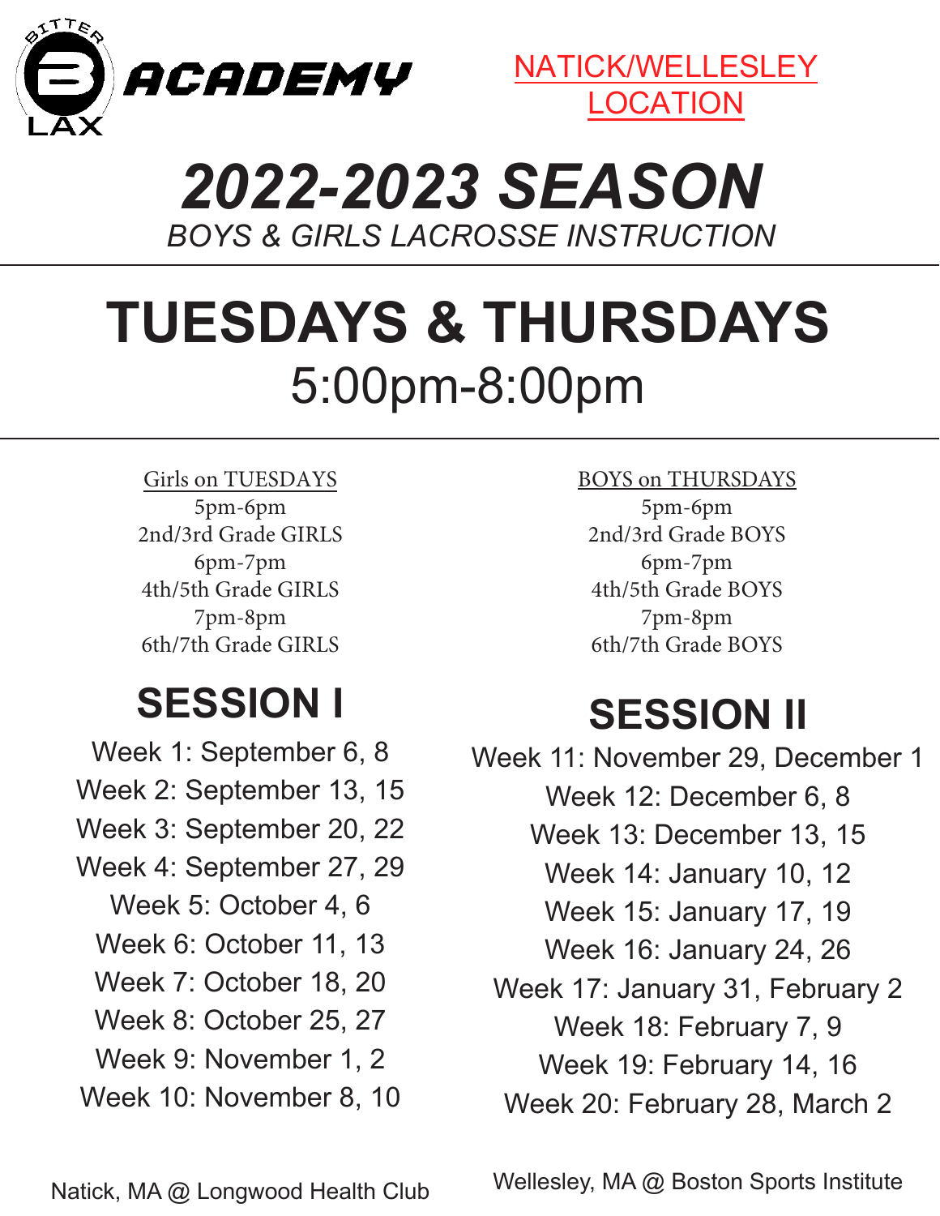BITTER ACADEMY LAX

NATICK/WELLESLEY LOCATION

# *2022-2023 SEASON*

*BOYS & GIRLS LACROSSE INSTRUCTION*

# TUESDAYS & THURSDAYS

## 5:00pm-8:00pm

Girls on TUESDAYS
5pm-6pm
2nd/3rd Grade GIRLS
6pm-7pm
4th/5th Grade GIRLS
7pm-8pm
6th/7th Grade GIRLS

BOYS on THURSDAYS
5pm-6pm
2nd/3rd Grade BOYS
6pm-7pm
4th/5th Grade BOYS
7pm-8pm
6th/7th Grade BOYS

## SESSION I

Week 1: September 6, 8
Week 2: September 13, 15
Week 3: September 20, 22
Week 4: September 27, 29
Week 5: October 4, 6
Week 6: October 11, 13
Week 7: October 18, 20
Week 8: October 25, 27
Week 9: November 1, 2
Week 10: November 8, 10

## SESSION II

Week 11: November 29, December 1
Week 12: December 6, 8
Week 13: December 13, 15
Week 14: January 10, 12
Week 15: January 17, 19
Week 16: January 24, 26
Week 17: January 31, February 2
Week 18: February 7, 9
Week 19: February 14, 16
Week 20: February 28, March 2

Natick, MA @ Longwood Health Club

Wellesley, MA @ Boston Sports Institute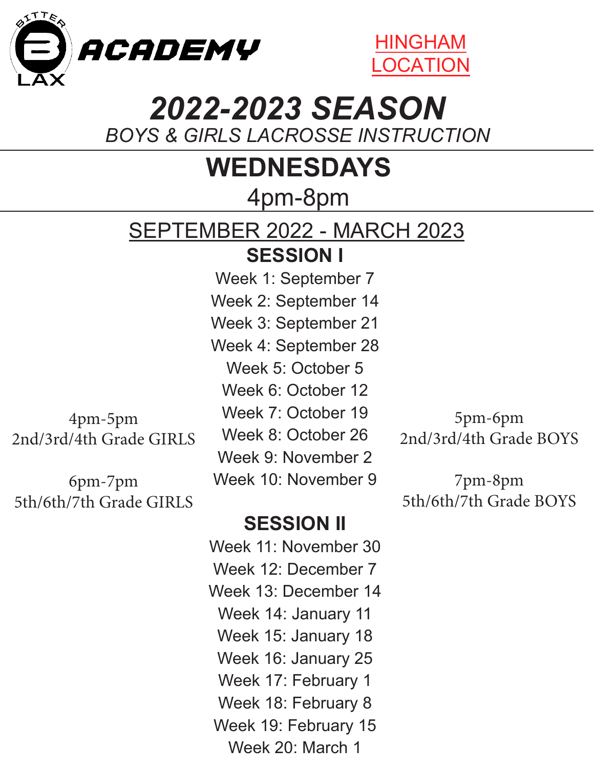BITTER LAX ACADEMY

HINGHAM LOCATION

# *2022-2023 SEASON*

*BOYS & GIRLS LACROSSE INSTRUCTION*

## WEDNESDAYS

4pm-8pm

SEPTEMBER 2022 - MARCH 2023

### SESSION I

Week 1: September 7
Week 2: September 14
Week 3: September 21
Week 4: September 28
Week 5: October 5
Week 6: October 12
Week 7: October 19
Week 8: October 26
Week 9: November 2
Week 10: November 9

4pm-5pm
2nd/3rd/4th Grade GIRLS

5pm-6pm
2nd/3rd/4th Grade BOYS

6pm-7pm
5th/6th/7th Grade GIRLS

7pm-8pm
5th/6th/7th Grade BOYS

### SESSION II

Week 11: November 30
Week 12: December 7
Week 13: December 14
Week 14: January 11
Week 15: January 18
Week 16: January 25
Week 17: February 1
Week 18: February 8
Week 19: February 15
Week 20: March 1